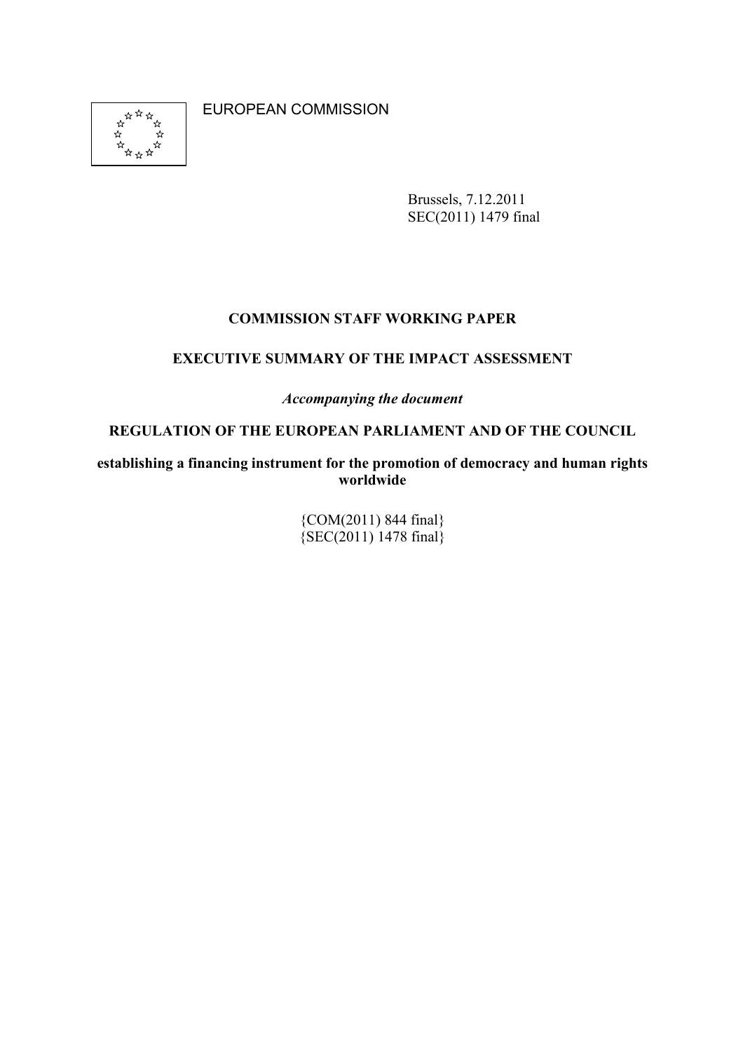EUROPEAN COMMISSION

Brussels, 7.12.2011
SEC(2011) 1479 final

**COMMISSION STAFF WORKING PAPER**

**EXECUTIVE SUMMARY OF THE IMPACT ASSESSMENT**

***Accompanying the document***

**REGULATION OF THE EUROPEAN PARLIAMENT AND OF THE COUNCIL**

**establishing a financing instrument for the promotion of democracy and human rights worldwide**

{COM(2011) 844 final}
{SEC(2011) 1478 final}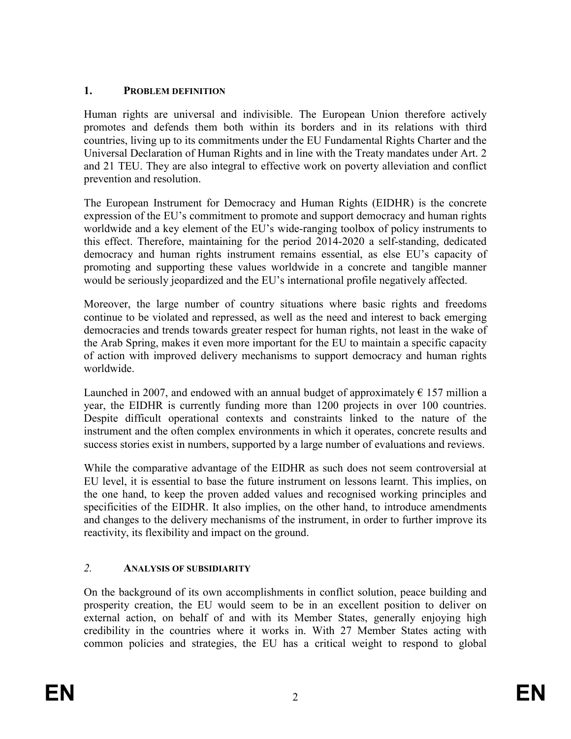## 1. PROBLEM DEFINITION

Human rights are universal and indivisible. The European Union therefore actively promotes and defends them both within its borders and in its relations with third countries, living up to its commitments under the EU Fundamental Rights Charter and the Universal Declaration of Human Rights and in line with the Treaty mandates under Art. 2 and 21 TEU. They are also integral to effective work on poverty alleviation and conflict prevention and resolution.

The European Instrument for Democracy and Human Rights (EIDHR) is the concrete expression of the EU's commitment to promote and support democracy and human rights worldwide and a key element of the EU's wide-ranging toolbox of policy instruments to this effect. Therefore, maintaining for the period 2014-2020 a self-standing, dedicated democracy and human rights instrument remains essential, as else EU's capacity of promoting and supporting these values worldwide in a concrete and tangible manner would be seriously jeopardized and the EU's international profile negatively affected.

Moreover, the large number of country situations where basic rights and freedoms continue to be violated and repressed, as well as the need and interest to back emerging democracies and trends towards greater respect for human rights, not least in the wake of the Arab Spring, makes it even more important for the EU to maintain a specific capacity of action with improved delivery mechanisms to support democracy and human rights worldwide.

Launched in 2007, and endowed with an annual budget of approximately € 157 million a year, the EIDHR is currently funding more than 1200 projects in over 100 countries. Despite difficult operational contexts and constraints linked to the nature of the instrument and the often complex environments in which it operates, concrete results and success stories exist in numbers, supported by a large number of evaluations and reviews.

While the comparative advantage of the EIDHR as such does not seem controversial at EU level, it is essential to base the future instrument on lessons learnt. This implies, on the one hand, to keep the proven added values and recognised working principles and specificities of the EIDHR. It also implies, on the other hand, to introduce amendments and changes to the delivery mechanisms of the instrument, in order to further improve its reactivity, its flexibility and impact on the ground.

## *2.* ANALYSIS OF SUBSIDIARITY

On the background of its own accomplishments in conflict solution, peace building and prosperity creation, the EU would seem to be in an excellent position to deliver on external action, on behalf of and with its Member States, generally enjoying high credibility in the countries where it works in. With 27 Member States acting with common policies and strategies, the EU has a critical weight to respond to global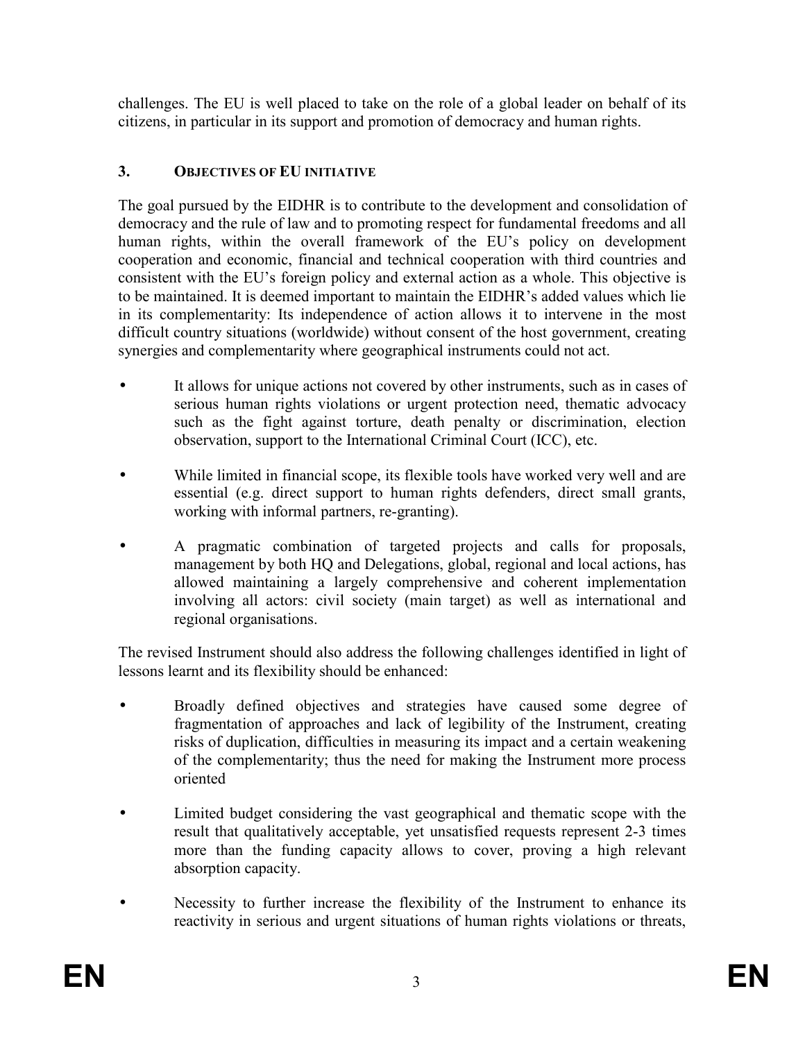challenges. The EU is well placed to take on the role of a global leader on behalf of its citizens, in particular in its support and promotion of democracy and human rights.

## 3. OBJECTIVES OF EU INITIATIVE

The goal pursued by the EIDHR is to contribute to the development and consolidation of democracy and the rule of law and to promoting respect for fundamental freedoms and all human rights, within the overall framework of the EU's policy on development cooperation and economic, financial and technical cooperation with third countries and consistent with the EU's foreign policy and external action as a whole. This objective is to be maintained. It is deemed important to maintain the EIDHR's added values which lie in its complementarity: Its independence of action allows it to intervene in the most difficult country situations (worldwide) without consent of the host government, creating synergies and complementarity where geographical instruments could not act.

- It allows for unique actions not covered by other instruments, such as in cases of serious human rights violations or urgent protection need, thematic advocacy such as the fight against torture, death penalty or discrimination, election observation, support to the International Criminal Court (ICC), etc.

- While limited in financial scope, its flexible tools have worked very well and are essential (e.g. direct support to human rights defenders, direct small grants, working with informal partners, re-granting).

- A pragmatic combination of targeted projects and calls for proposals, management by both HQ and Delegations, global, regional and local actions, has allowed maintaining a largely comprehensive and coherent implementation involving all actors: civil society (main target) as well as international and regional organisations.

The revised Instrument should also address the following challenges identified in light of lessons learnt and its flexibility should be enhanced:

- Broadly defined objectives and strategies have caused some degree of fragmentation of approaches and lack of legibility of the Instrument, creating risks of duplication, difficulties in measuring its impact and a certain weakening of the complementarity; thus the need for making the Instrument more process oriented

- Limited budget considering the vast geographical and thematic scope with the result that qualitatively acceptable, yet unsatisfied requests represent 2-3 times more than the funding capacity allows to cover, proving a high relevant absorption capacity.

- Necessity to further increase the flexibility of the Instrument to enhance its reactivity in serious and urgent situations of human rights violations or threats,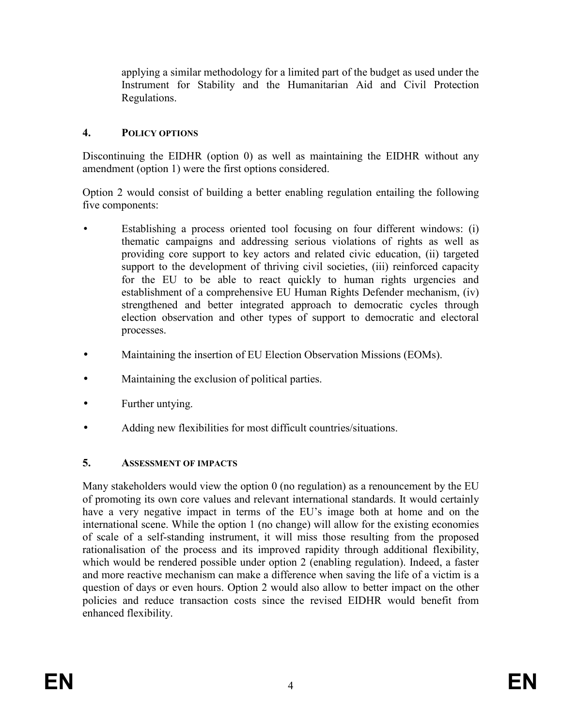applying a similar methodology for a limited part of the budget as used under the Instrument for Stability and the Humanitarian Aid and Civil Protection Regulations.

## 4. POLICY OPTIONS

Discontinuing the EIDHR (option 0) as well as maintaining the EIDHR without any amendment (option 1) were the first options considered.

Option 2 would consist of building a better enabling regulation entailing the following five components:

- Establishing a process oriented tool focusing on four different windows: (i) thematic campaigns and addressing serious violations of rights as well as providing core support to key actors and related civic education, (ii) targeted support to the development of thriving civil societies, (iii) reinforced capacity for the EU to be able to react quickly to human rights urgencies and establishment of a comprehensive EU Human Rights Defender mechanism, (iv) strengthened and better integrated approach to democratic cycles through election observation and other types of support to democratic and electoral processes.
- Maintaining the insertion of EU Election Observation Missions (EOMs).
- Maintaining the exclusion of political parties.
- Further untying.
- Adding new flexibilities for most difficult countries/situations.

## 5. ASSESSMENT OF IMPACTS

Many stakeholders would view the option 0 (no regulation) as a renouncement by the EU of promoting its own core values and relevant international standards. It would certainly have a very negative impact in terms of the EU's image both at home and on the international scene. While the option 1 (no change) will allow for the existing economies of scale of a self-standing instrument, it will miss those resulting from the proposed rationalisation of the process and its improved rapidity through additional flexibility, which would be rendered possible under option 2 (enabling regulation). Indeed, a faster and more reactive mechanism can make a difference when saving the life of a victim is a question of days or even hours. Option 2 would also allow to better impact on the other policies and reduce transaction costs since the revised EIDHR would benefit from enhanced flexibility.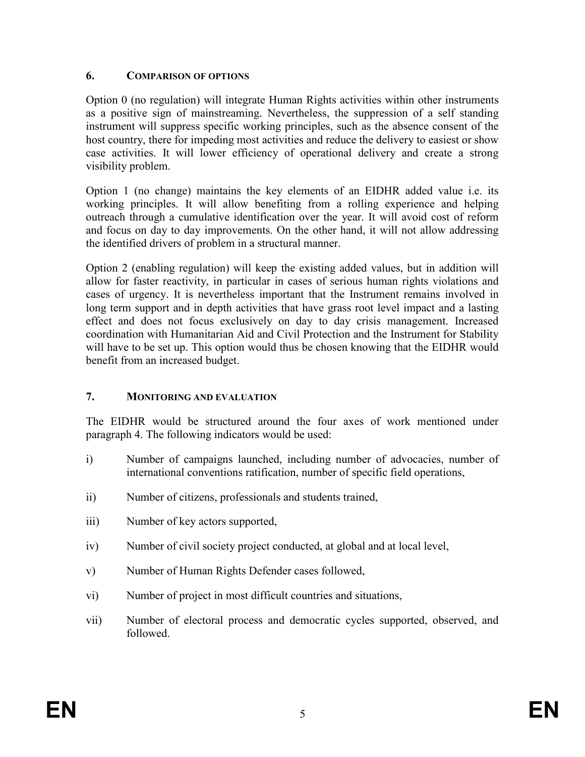## 6. COMPARISON OF OPTIONS

Option 0 (no regulation) will integrate Human Rights activities within other instruments as a positive sign of mainstreaming. Nevertheless, the suppression of a self standing instrument will suppress specific working principles, such as the absence consent of the host country, there for impeding most activities and reduce the delivery to easiest or show case activities. It will lower efficiency of operational delivery and create a strong visibility problem.

Option 1 (no change) maintains the key elements of an EIDHR added value i.e. its working principles. It will allow benefiting from a rolling experience and helping outreach through a cumulative identification over the year. It will avoid cost of reform and focus on day to day improvements. On the other hand, it will not allow addressing the identified drivers of problem in a structural manner.

Option 2 (enabling regulation) will keep the existing added values, but in addition will allow for faster reactivity, in particular in cases of serious human rights violations and cases of urgency. It is nevertheless important that the Instrument remains involved in long term support and in depth activities that have grass root level impact and a lasting effect and does not focus exclusively on day to day crisis management. Increased coordination with Humanitarian Aid and Civil Protection and the Instrument for Stability will have to be set up. This option would thus be chosen knowing that the EIDHR would benefit from an increased budget.

## 7. MONITORING AND EVALUATION

The EIDHR would be structured around the four axes of work mentioned under paragraph 4. The following indicators would be used:

i) Number of campaigns launched, including number of advocacies, number of international conventions ratification, number of specific field operations,

ii) Number of citizens, professionals and students trained,

iii) Number of key actors supported,

iv) Number of civil society project conducted, at global and at local level,

v) Number of Human Rights Defender cases followed,

vi) Number of project in most difficult countries and situations,

vii) Number of electoral process and democratic cycles supported, observed, and followed.